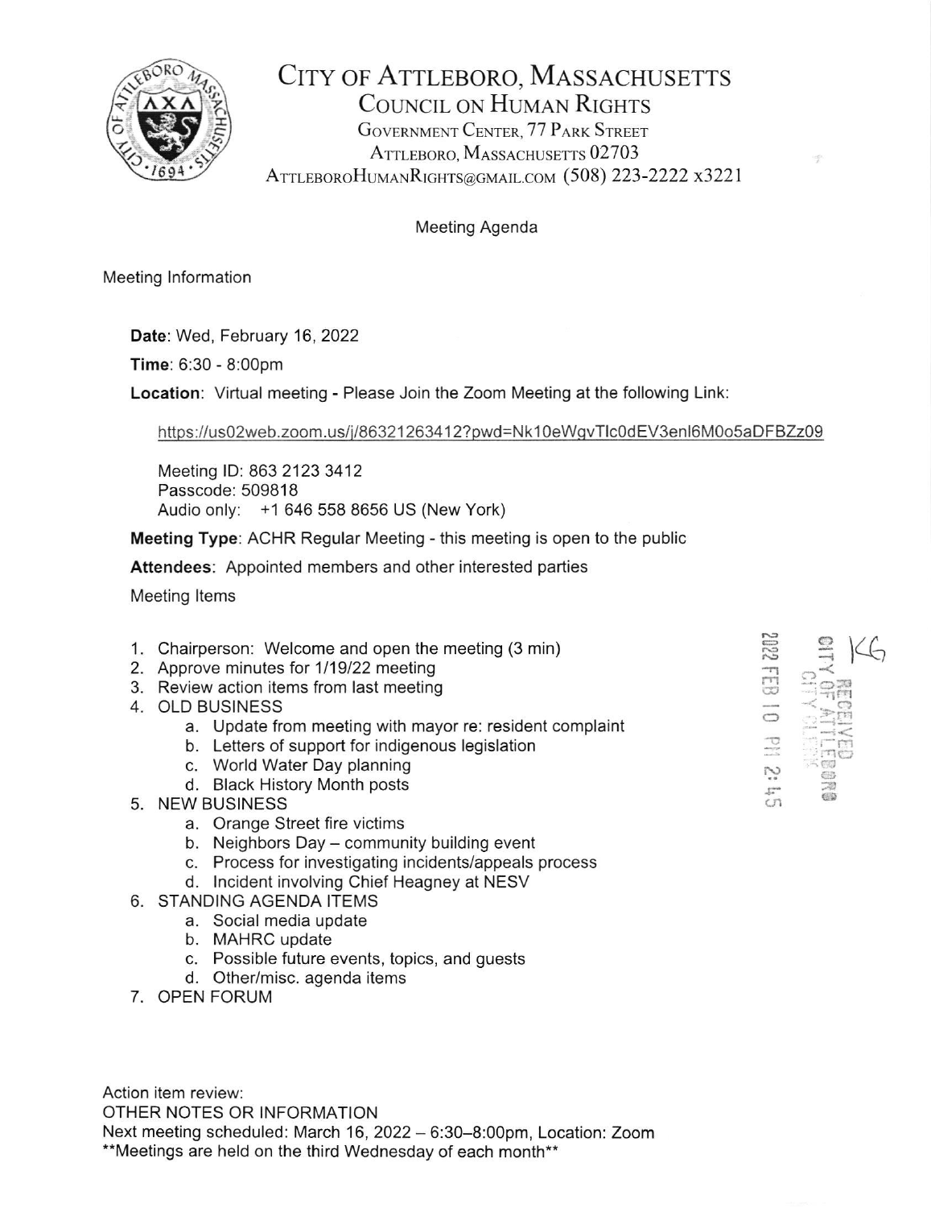# City of Attleboro, Massachusetts

## Council on Human Rights

Government Center, 77 Park Street
Attleboro, Massachusetts 02703
AttleboroHumanRights@gmail.com (508) 223-2222 x3221

Meeting Agenda

Meeting Information

**Date**: Wed, February 16, 2022

**Time**: 6:30 - 8:00pm

**Location**: Virtual meeting - Please Join the Zoom Meeting at the following Link:

https://us02web.zoom.us/j/86321263412?pwd=Nk10eWgvTlc0dEV3enl6M0o5aDFBZz09

Meeting ID: 863 2123 3412
Passcode: 509818
Audio only: +1 646 558 8656 US (New York)

**Meeting Type**: ACHR Regular Meeting - this meeting is open to the public

**Attendees**: Appointed members and other interested parties

Meeting Items

1. Chairperson: Welcome and open the meeting (3 min)
2. Approve minutes for 1/19/22 meeting
3. Review action items from last meeting
4. OLD BUSINESS
   a. Update from meeting with mayor re: resident complaint
   b. Letters of support for indigenous legislation
   c. World Water Day planning
   d. Black History Month posts
5. NEW BUSINESS
   a. Orange Street fire victims
   b. Neighbors Day – community building event
   c. Process for investigating incidents/appeals process
   d. Incident involving Chief Heagney at NESV
6. STANDING AGENDA ITEMS
   a. Social media update
   b. MAHRC update
   c. Possible future events, topics, and guests
   d. Other/misc. agenda items
7. OPEN FORUM

RECEIVED
CITY OF ATTLEBORO
CITY CLERK
2022 FEB 10 PM 2:45

KG

Action item review:
OTHER NOTES OR INFORMATION
Next meeting scheduled: March 16, 2022 – 6:30–8:00pm, Location: Zoom
**Meetings are held on the third Wednesday of each month**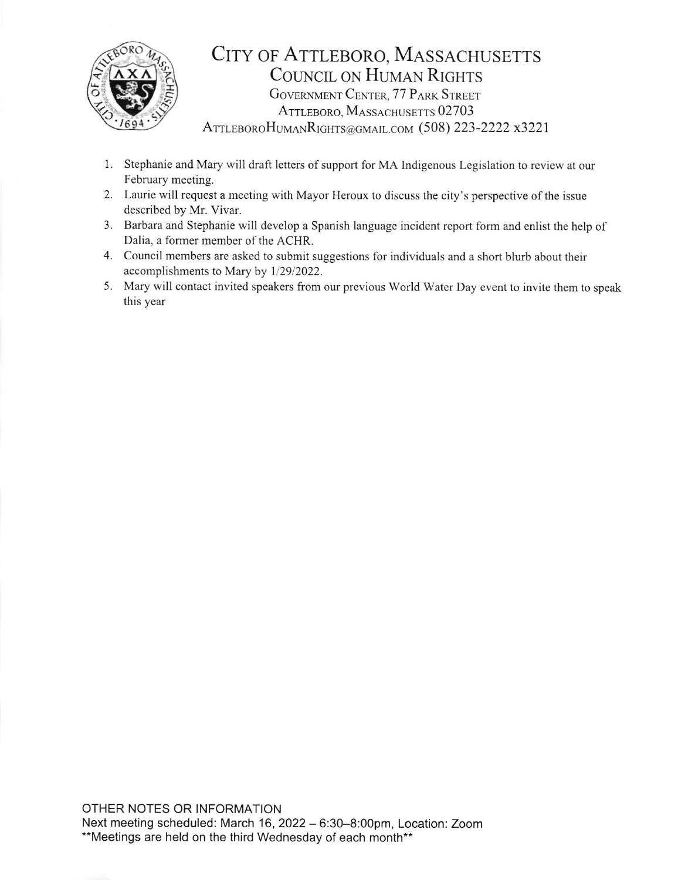# City of Attleboro, Massachusetts
## Council on Human Rights
Government Center, 77 Park Street
Attleboro, Massachusetts 02703
AttleboroHumanRights@gmail.com (508) 223-2222 x3221

1. Stephanie and Mary will draft letters of support for MA Indigenous Legislation to review at our February meeting.
2. Laurie will request a meeting with Mayor Heroux to discuss the city's perspective of the issue described by Mr. Vivar.
3. Barbara and Stephanie will develop a Spanish language incident report form and enlist the help of Dalia, a former member of the ACHR.
4. Council members are asked to submit suggestions for individuals and a short blurb about their accomplishments to Mary by 1/29/2022.
5. Mary will contact invited speakers from our previous World Water Day event to invite them to speak this year

OTHER NOTES OR INFORMATION
Next meeting scheduled: March 16, 2022 – 6:30–8:00pm, Location: Zoom
**Meetings are held on the third Wednesday of each month**